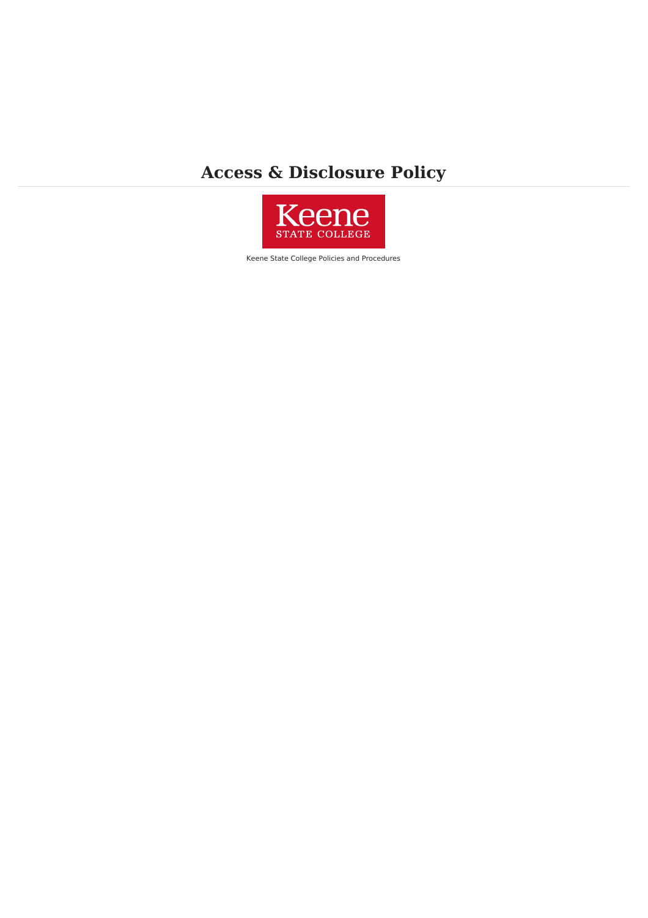# Access & Disclosure Policy

Keene STATE COLLEGE

Keene State College Policies and Procedures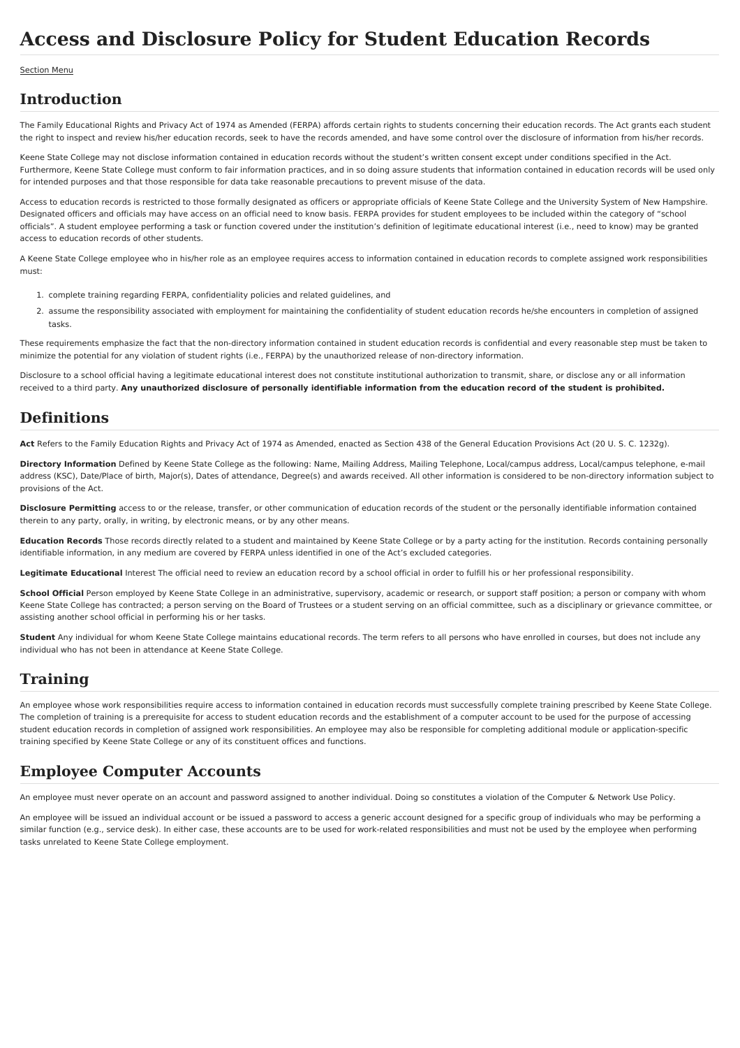# Access and Disclosure Policy for Student Education Records

Section Menu

## Introduction

The Family Educational Rights and Privacy Act of 1974 as Amended (FERPA) affords certain rights to students concerning their education records. The Act grants each student the right to inspect and review his/her education records, seek to have the records amended, and have some control over the disclosure of information from his/her records.

Keene State College may not disclose information contained in education records without the student's written consent except under conditions specified in the Act. Furthermore, Keene State College must conform to fair information practices, and in so doing assure students that information contained in education records will be used only for intended purposes and that those responsible for data take reasonable precautions to prevent misuse of the data.

Access to education records is restricted to those formally designated as officers or appropriate officials of Keene State College and the University System of New Hampshire. Designated officers and officials may have access on an official need to know basis. FERPA provides for student employees to be included within the category of "school officials". A student employee performing a task or function covered under the institution's definition of legitimate educational interest (i.e., need to know) may be granted access to education records of other students.

A Keene State College employee who in his/her role as an employee requires access to information contained in education records to complete assigned work responsibilities must:

1. complete training regarding FERPA, confidentiality policies and related guidelines, and
2. assume the responsibility associated with employment for maintaining the confidentiality of student education records he/she encounters in completion of assigned tasks.

These requirements emphasize the fact that the non-directory information contained in student education records is confidential and every reasonable step must be taken to minimize the potential for any violation of student rights (i.e., FERPA) by the unauthorized release of non-directory information.

Disclosure to a school official having a legitimate educational interest does not constitute institutional authorization to transmit, share, or disclose any or all information received to a third party. **Any unauthorized disclosure of personally identifiable information from the education record of the student is prohibited.**

## Definitions

**Act** Refers to the Family Education Rights and Privacy Act of 1974 as Amended, enacted as Section 438 of the General Education Provisions Act (20 U. S. C. 1232g).

**Directory Information** Defined by Keene State College as the following: Name, Mailing Address, Mailing Telephone, Local/campus address, Local/campus telephone, e-mail address (KSC), Date/Place of birth, Major(s), Dates of attendance, Degree(s) and awards received. All other information is considered to be non-directory information subject to provisions of the Act.

**Disclosure Permitting** access to or the release, transfer, or other communication of education records of the student or the personally identifiable information contained therein to any party, orally, in writing, by electronic means, or by any other means.

**Education Records** Those records directly related to a student and maintained by Keene State College or by a party acting for the institution. Records containing personally identifiable information, in any medium are covered by FERPA unless identified in one of the Act's excluded categories.

**Legitimate Educational** Interest The official need to review an education record by a school official in order to fulfill his or her professional responsibility.

**School Official** Person employed by Keene State College in an administrative, supervisory, academic or research, or support staff position; a person or company with whom Keene State College has contracted; a person serving on the Board of Trustees or a student serving on an official committee, such as a disciplinary or grievance committee, or assisting another school official in performing his or her tasks.

**Student** Any individual for whom Keene State College maintains educational records. The term refers to all persons who have enrolled in courses, but does not include any individual who has not been in attendance at Keene State College.

## Training

An employee whose work responsibilities require access to information contained in education records must successfully complete training prescribed by Keene State College. The completion of training is a prerequisite for access to student education records and the establishment of a computer account to be used for the purpose of accessing student education records in completion of assigned work responsibilities. An employee may also be responsible for completing additional module or application-specific training specified by Keene State College or any of its constituent offices and functions.

## Employee Computer Accounts

An employee must never operate on an account and password assigned to another individual. Doing so constitutes a violation of the Computer & Network Use Policy.

An employee will be issued an individual account or be issued a password to access a generic account designed for a specific group of individuals who may be performing a similar function (e.g., service desk). In either case, these accounts are to be used for work-related responsibilities and must not be used by the employee when performing tasks unrelated to Keene State College employment.